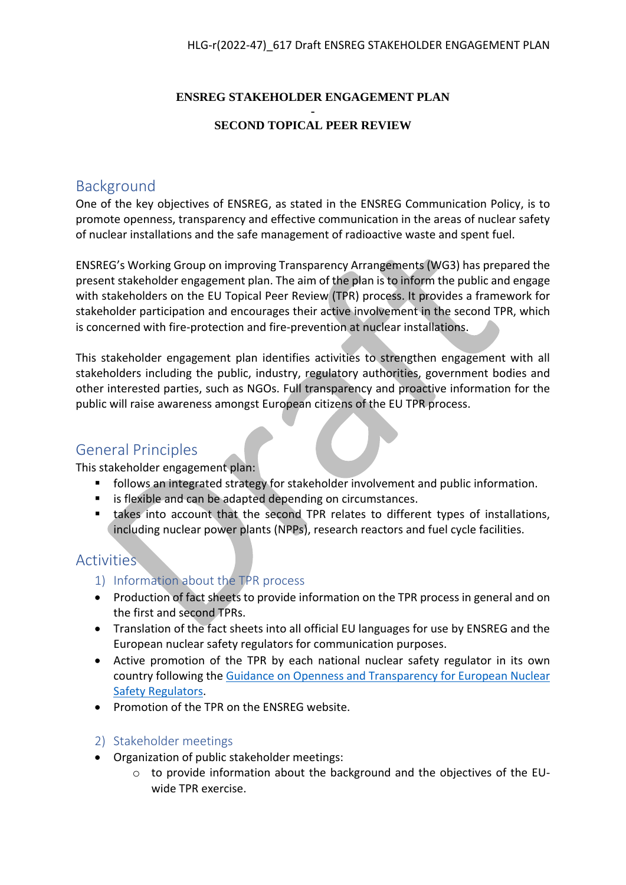# ENSREG STAKEHOLDER ENGAGEMENT PLAN

-

# SECOND TOPICAL PEER REVIEW

## Background

One of the key objectives of ENSREG, as stated in the ENSREG Communication Policy, is to promote openness, transparency and effective communication in the areas of nuclear safety of nuclear installations and the safe management of radioactive waste and spent fuel.

ENSREG's Working Group on improving Transparency Arrangements (WG3) has prepared the present stakeholder engagement plan. The aim of the plan is to inform the public and engage with stakeholders on the EU Topical Peer Review (TPR) process. It provides a framework for stakeholder participation and encourages their active involvement in the second TPR, which is concerned with fire-protection and fire-prevention at nuclear installations.

This stakeholder engagement plan identifies activities to strengthen engagement with all stakeholders including the public, industry, regulatory authorities, government bodies and other interested parties, such as NGOs. Full transparency and proactive information for the public will raise awareness amongst European citizens of the EU TPR process.

## General Principles

This stakeholder engagement plan:

- follows an integrated strategy for stakeholder involvement and public information.
- is flexible and can be adapted depending on circumstances.
- takes into account that the second TPR relates to different types of installations, including nuclear power plants (NPPs), research reactors and fuel cycle facilities.

## Activities

### 1) Information about the TPR process

- Production of fact sheets to provide information on the TPR process in general and on the first and second TPRs.
- Translation of the fact sheets into all official EU languages for use by ENSREG and the European nuclear safety regulators for communication purposes.
- Active promotion of the TPR by each national nuclear safety regulator in its own country following the Guidance on Openness and Transparency for European Nuclear Safety Regulators.
- Promotion of the TPR on the ENSREG website.

### 2) Stakeholder meetings

- Organization of public stakeholder meetings:
  - to provide information about the background and the objectives of the EU-wide TPR exercise.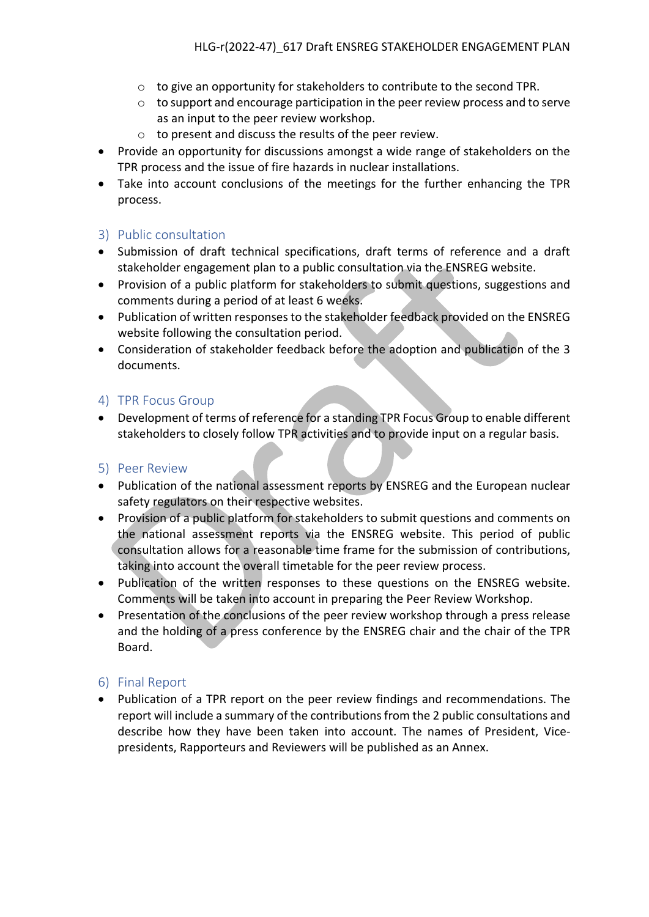- to give an opportunity for stakeholders to contribute to the second TPR.
    - to support and encourage participation in the peer review process and to serve as an input to the peer review workshop.
    - to present and discuss the results of the peer review.
- Provide an opportunity for discussions amongst a wide range of stakeholders on the TPR process and the issue of fire hazards in nuclear installations.
- Take into account conclusions of the meetings for the further enhancing the TPR process.

## 3) Public consultation

- Submission of draft technical specifications, draft terms of reference and a draft stakeholder engagement plan to a public consultation via the ENSREG website.
- Provision of a public platform for stakeholders to submit questions, suggestions and comments during a period of at least 6 weeks.
- Publication of written responses to the stakeholder feedback provided on the ENSREG website following the consultation period.
- Consideration of stakeholder feedback before the adoption and publication of the 3 documents.

## 4) TPR Focus Group

- Development of terms of reference for a standing TPR Focus Group to enable different stakeholders to closely follow TPR activities and to provide input on a regular basis.

## 5) Peer Review

- Publication of the national assessment reports by ENSREG and the European nuclear safety regulators on their respective websites.
- Provision of a public platform for stakeholders to submit questions and comments on the national assessment reports via the ENSREG website. This period of public consultation allows for a reasonable time frame for the submission of contributions, taking into account the overall timetable for the peer review process.
- Publication of the written responses to these questions on the ENSREG website. Comments will be taken into account in preparing the Peer Review Workshop.
- Presentation of the conclusions of the peer review workshop through a press release and the holding of a press conference by the ENSREG chair and the chair of the TPR Board.

## 6) Final Report

- Publication of a TPR report on the peer review findings and recommendations. The report will include a summary of the contributions from the 2 public consultations and describe how they have been taken into account. The names of President, Vice-presidents, Rapporteurs and Reviewers will be published as an Annex.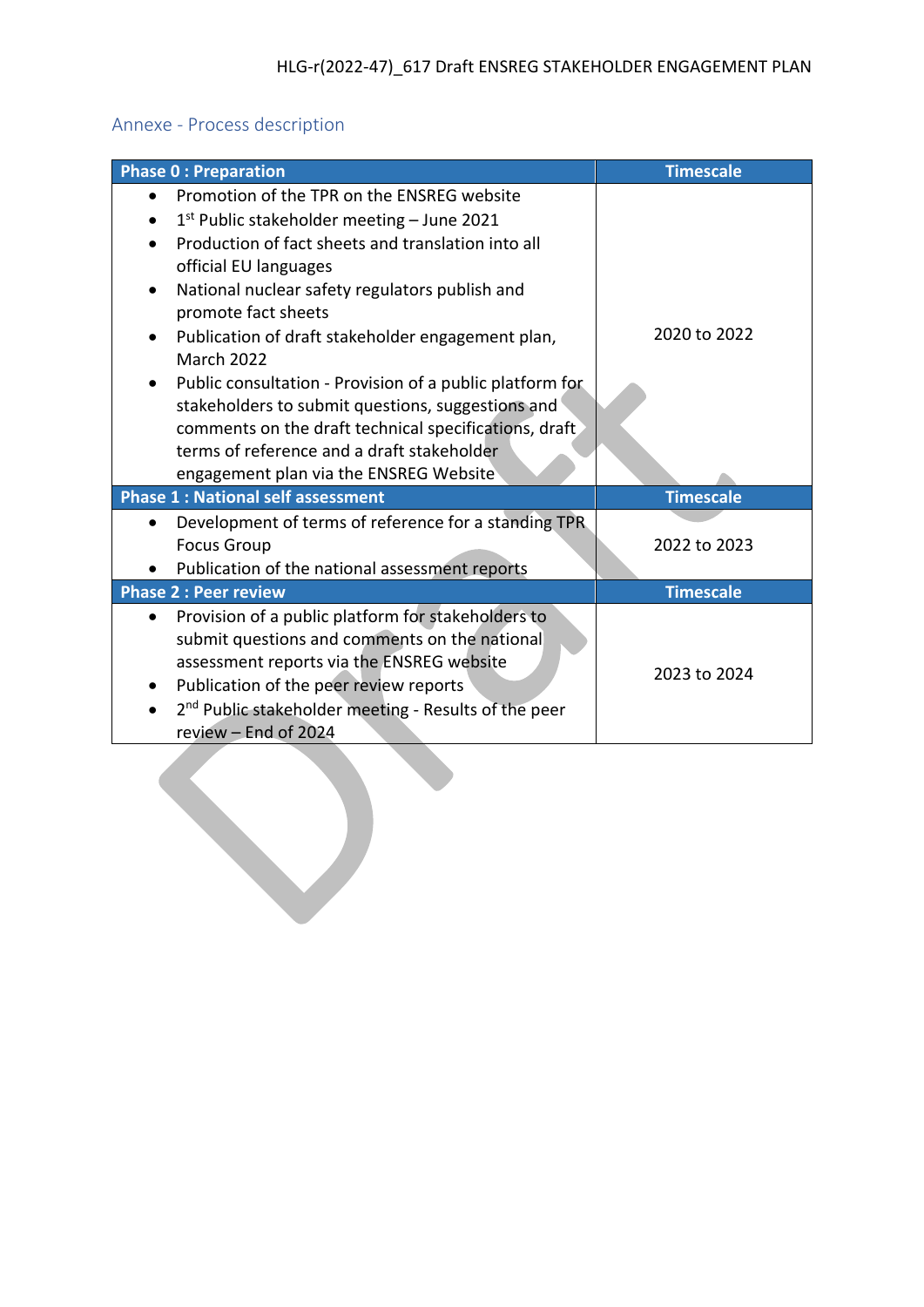## Annexe - Process description

| Phase 0 : Preparation | Timescale |
|---|---|
| • Promotion of the TPR on the ENSREG website<br>• 1st Public stakeholder meeting – June 2021<br>• Production of fact sheets and translation into all official EU languages<br>• National nuclear safety regulators publish and promote fact sheets<br>• Publication of draft stakeholder engagement plan, March 2022<br>• Public consultation - Provision of a public platform for stakeholders to submit questions, suggestions and comments on the draft technical specifications, draft terms of reference and a draft stakeholder engagement plan via the ENSREG Website | 2020 to 2022 |
| **Phase 1 : National self assessment** | **Timescale** |
| • Development of terms of reference for a standing TPR Focus Group<br>• Publication of the national assessment reports | 2022 to 2023 |
| **Phase 2 : Peer review** | **Timescale** |
| • Provision of a public platform for stakeholders to submit questions and comments on the national assessment reports via the ENSREG website<br>• Publication of the peer review reports<br>• 2nd Public stakeholder meeting - Results of the peer review – End of 2024 | 2023 to 2024 |